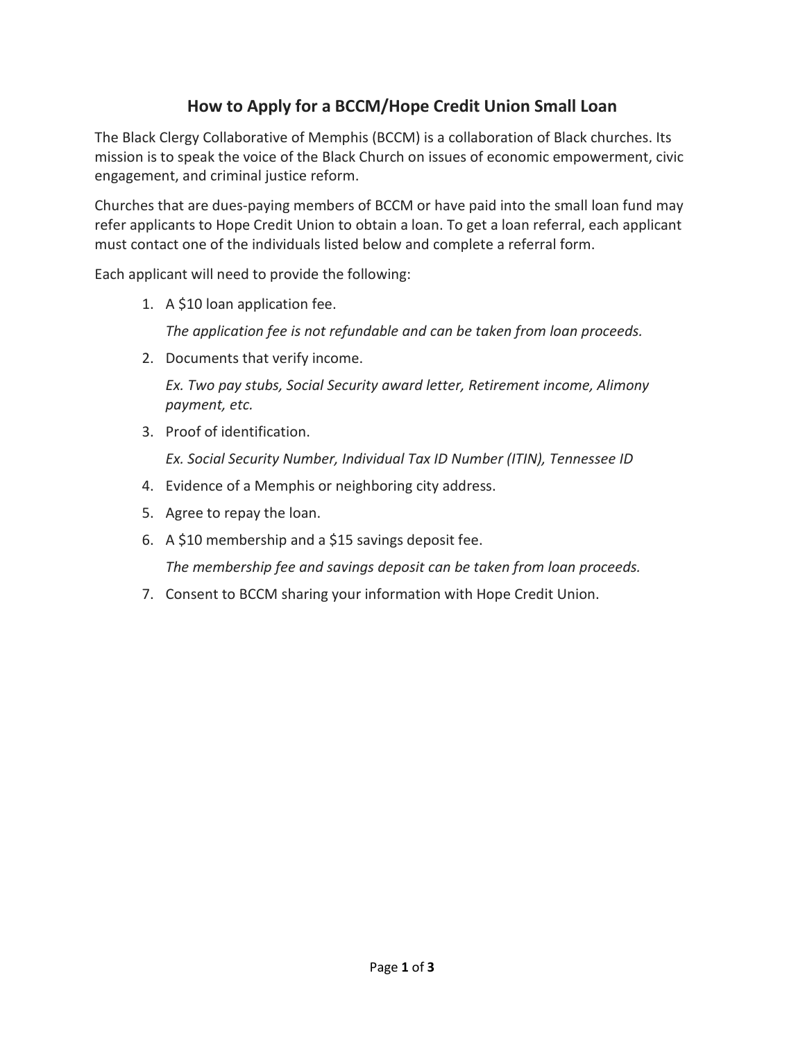# How to Apply for a BCCM/Hope Credit Union Small Loan

The Black Clergy Collaborative of Memphis (BCCM) is a collaboration of Black churches. Its mission is to speak the voice of the Black Church on issues of economic empowerment, civic engagement, and criminal justice reform.

Churches that are dues-paying members of BCCM or have paid into the small loan fund may refer applicants to Hope Credit Union to obtain a loan. To get a loan referral, each applicant must contact one of the individuals listed below and complete a referral form.

Each applicant will need to provide the following:

1. A $10 loan application fee.

   *The application fee is not refundable and can be taken from loan proceeds.*

2. Documents that verify income.

   *Ex. Two pay stubs, Social Security award letter, Retirement income, Alimony payment, etc.*

3. Proof of identification.

   *Ex. Social Security Number, Individual Tax ID Number (ITIN), Tennessee ID*

4. Evidence of a Memphis or neighboring city address.
5. Agree to repay the loan.
6. A $10 membership and a $15 savings deposit fee.

   *The membership fee and savings deposit can be taken from loan proceeds.*

7. Consent to BCCM sharing your information with Hope Credit Union.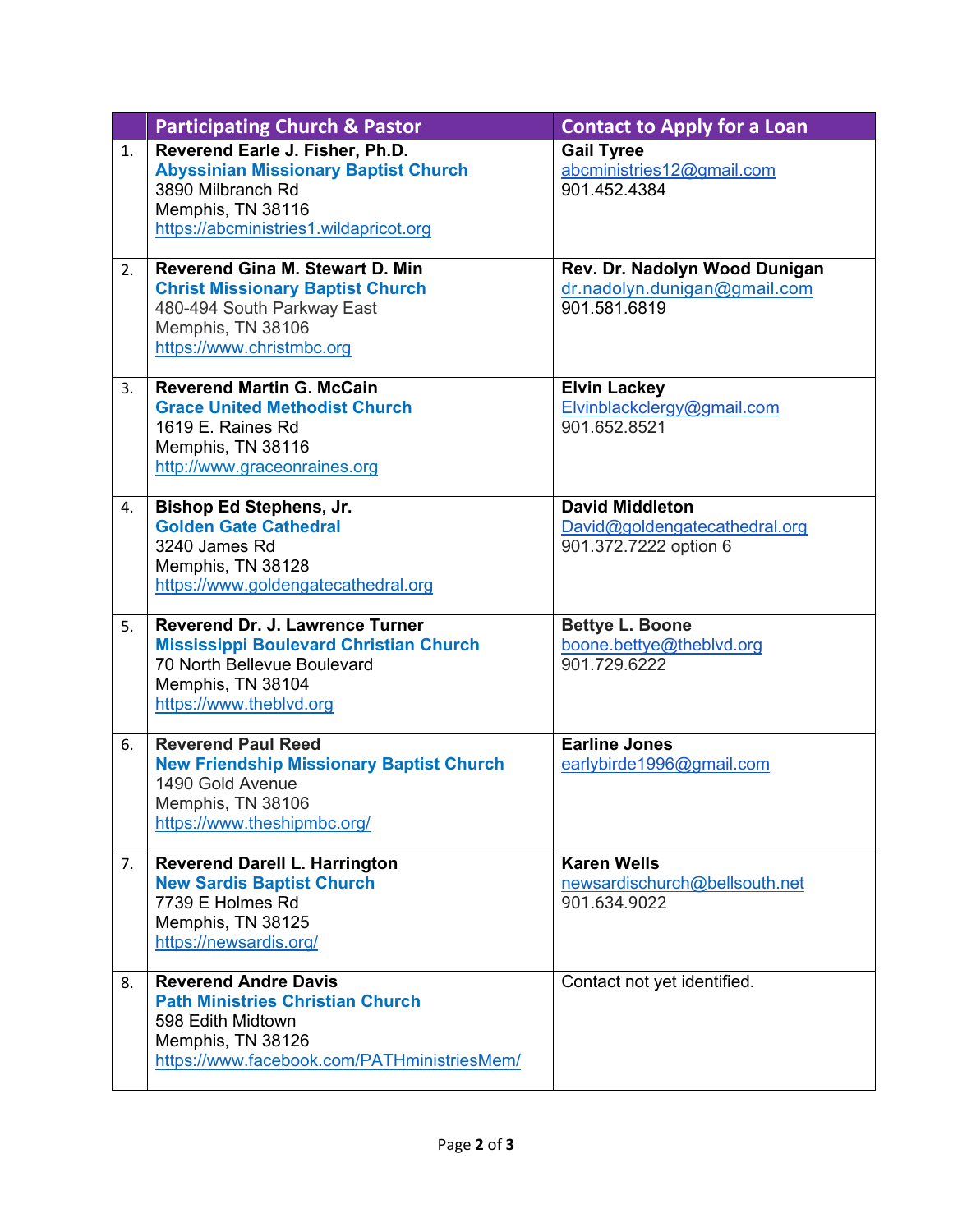| | Participating Church & Pastor | Contact to Apply for a Loan |
|---|---|---|
| 1. | **Reverend Earle J. Fisher, Ph.D.**<br>**Abyssinian Missionary Baptist Church**<br>3890 Milbranch Rd<br>Memphis, TN 38116<br>https://abcministries1.wildapricot.org | **Gail Tyree**<br>abcministries12@gmail.com<br>901.452.4384 |
| 2. | **Reverend Gina M. Stewart D. Min**<br>**Christ Missionary Baptist Church**<br>480-494 South Parkway East<br>Memphis, TN 38106<br>https://www.christmbc.org | **Rev. Dr. Nadolyn Wood Dunigan**<br>dr.nadolyn.dunigan@gmail.com<br>901.581.6819 |
| 3. | **Reverend Martin G. McCain**<br>**Grace United Methodist Church**<br>1619 E. Raines Rd<br>Memphis, TN 38116<br>http://www.graceonraines.org | **Elvin Lackey**<br>Elvinblackclergy@gmail.com<br>901.652.8521 |
| 4. | **Bishop Ed Stephens, Jr.**<br>**Golden Gate Cathedral**<br>3240 James Rd<br>Memphis, TN 38128<br>https://www.goldengatecathedral.org | **David Middleton**<br>David@goldengatecathedral.org<br>901.372.7222 option 6 |
| 5. | **Reverend Dr. J. Lawrence Turner**<br>**Mississippi Boulevard Christian Church**<br>70 North Bellevue Boulevard<br>Memphis, TN 38104<br>https://www.theblvd.org | **Bettye L. Boone**<br>boone.bettye@theblvd.org<br>901.729.6222 |
| 6. | **Reverend Paul Reed**<br>**New Friendship Missionary Baptist Church**<br>1490 Gold Avenue<br>Memphis, TN 38106<br>https://www.theshipmbc.org/ | **Earline Jones**<br>earlybirde1996@gmail.com |
| 7. | **Reverend Darell L. Harrington**<br>**New Sardis Baptist Church**<br>7739 E Holmes Rd<br>Memphis, TN 38125<br>https://newsardis.org/ | **Karen Wells**<br>newsardischurch@bellsouth.net<br>901.634.9022 |
| 8. | **Reverend Andre Davis**<br>**Path Ministries Christian Church**<br>598 Edith Midtown<br>Memphis, TN 38126<br>https://www.facebook.com/PATHministriesMem/ | Contact not yet identified. |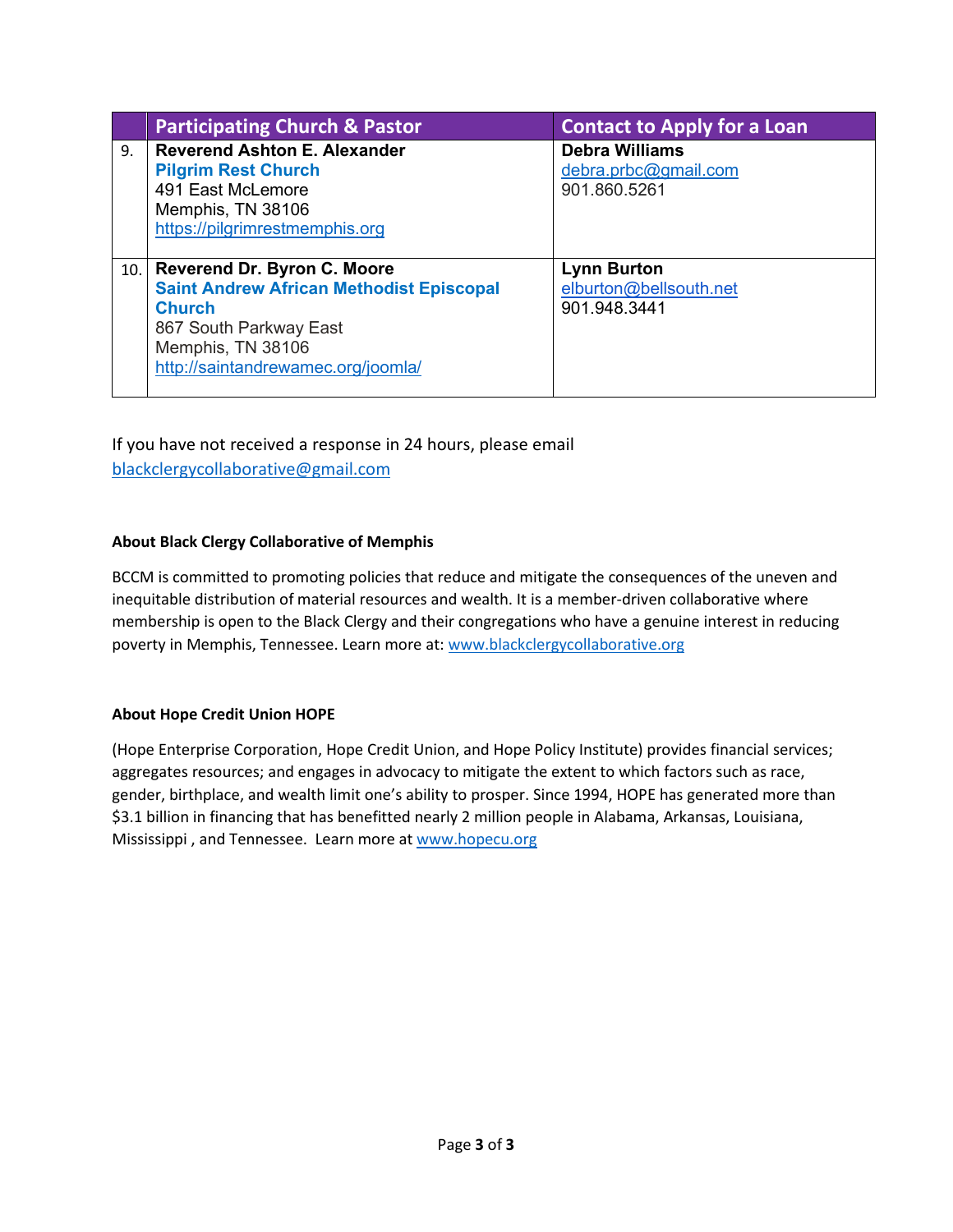| | Participating Church & Pastor | Contact to Apply for a Loan |
|---|---|---|
| 9. | **Reverend Ashton E. Alexander**<br>**Pilgrim Rest Church**<br>491 East McLemore<br>Memphis, TN 38106<br>https://pilgrimrestmemphis.org | **Debra Williams**<br>debra.prbc@gmail.com<br>901.860.5261 |
| 10. | **Reverend Dr. Byron C. Moore**<br>**Saint Andrew African Methodist Episcopal Church**<br>867 South Parkway East<br>Memphis, TN 38106<br>http://saintandrewamec.org/joomla/ | **Lynn Burton**<br>elburton@bellsouth.net<br>901.948.3441 |

If you have not received a response in 24 hours, please email blackclergycollaborative@gmail.com

**About Black Clergy Collaborative of Memphis**

BCCM is committed to promoting policies that reduce and mitigate the consequences of the uneven and inequitable distribution of material resources and wealth. It is a member-driven collaborative where membership is open to the Black Clergy and their congregations who have a genuine interest in reducing poverty in Memphis, Tennessee. Learn more at: www.blackclergycollaborative.org

**About Hope Credit Union HOPE**

(Hope Enterprise Corporation, Hope Credit Union, and Hope Policy Institute) provides financial services; aggregates resources; and engages in advocacy to mitigate the extent to which factors such as race, gender, birthplace, and wealth limit one's ability to prosper. Since 1994, HOPE has generated more than $3.1 billion in financing that has benefitted nearly 2 million people in Alabama, Arkansas, Louisiana, Mississippi , and Tennessee. Learn more at www.hopecu.org